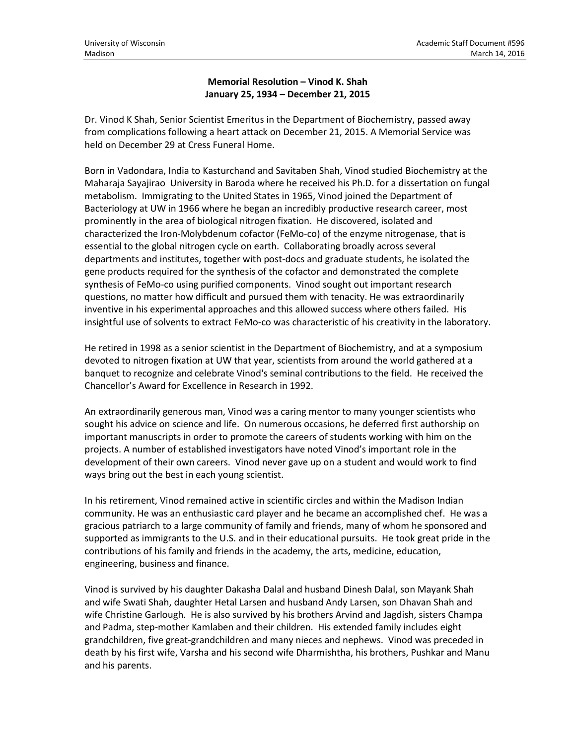**Memorial Resolution – Vinod K. Shah**
**January 25, 1934 – December 21, 2015**

Dr. Vinod K Shah, Senior Scientist Emeritus in the Department of Biochemistry, passed away from complications following a heart attack on December 21, 2015. A Memorial Service was held on December 29 at Cress Funeral Home.

Born in Vadondara, India to Kasturchand and Savitaben Shah, Vinod studied Biochemistry at the Maharaja Sayajirao University in Baroda where he received his Ph.D. for a dissertation on fungal metabolism. Immigrating to the United States in 1965, Vinod joined the Department of Bacteriology at UW in 1966 where he began an incredibly productive research career, most prominently in the area of biological nitrogen fixation. He discovered, isolated and characterized the Iron-Molybdenum cofactor (FeMo-co) of the enzyme nitrogenase, that is essential to the global nitrogen cycle on earth. Collaborating broadly across several departments and institutes, together with post-docs and graduate students, he isolated the gene products required for the synthesis of the cofactor and demonstrated the complete synthesis of FeMo-co using purified components. Vinod sought out important research questions, no matter how difficult and pursued them with tenacity. He was extraordinarily inventive in his experimental approaches and this allowed success where others failed. His insightful use of solvents to extract FeMo-co was characteristic of his creativity in the laboratory.

He retired in 1998 as a senior scientist in the Department of Biochemistry, and at a symposium devoted to nitrogen fixation at UW that year, scientists from around the world gathered at a banquet to recognize and celebrate Vinod's seminal contributions to the field. He received the Chancellor's Award for Excellence in Research in 1992.

An extraordinarily generous man, Vinod was a caring mentor to many younger scientists who sought his advice on science and life. On numerous occasions, he deferred first authorship on important manuscripts in order to promote the careers of students working with him on the projects. A number of established investigators have noted Vinod's important role in the development of their own careers. Vinod never gave up on a student and would work to find ways bring out the best in each young scientist.

In his retirement, Vinod remained active in scientific circles and within the Madison Indian community. He was an enthusiastic card player and he became an accomplished chef. He was a gracious patriarch to a large community of family and friends, many of whom he sponsored and supported as immigrants to the U.S. and in their educational pursuits. He took great pride in the contributions of his family and friends in the academy, the arts, medicine, education, engineering, business and finance.

Vinod is survived by his daughter Dakasha Dalal and husband Dinesh Dalal, son Mayank Shah and wife Swati Shah, daughter Hetal Larsen and husband Andy Larsen, son Dhavan Shah and wife Christine Garlough. He is also survived by his brothers Arvind and Jagdish, sisters Champa and Padma, step-mother Kamlaben and their children. His extended family includes eight grandchildren, five great-grandchildren and many nieces and nephews. Vinod was preceded in death by his first wife, Varsha and his second wife Dharmishtha, his brothers, Pushkar and Manu and his parents.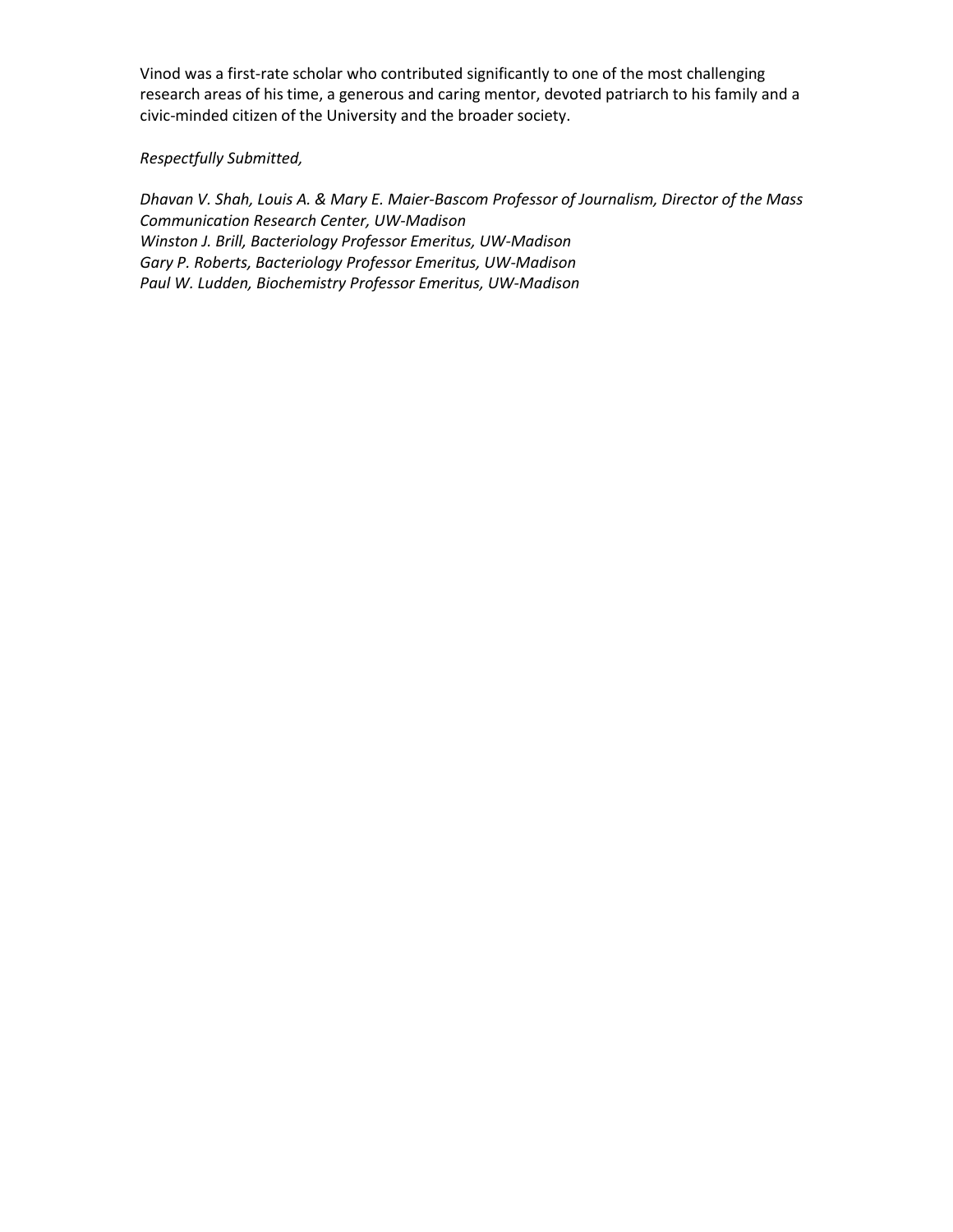Vinod was a first-rate scholar who contributed significantly to one of the most challenging research areas of his time, a generous and caring mentor, devoted patriarch to his family and a civic-minded citizen of the University and the broader society.

*Respectfully Submitted,*

*Dhavan V. Shah, Louis A. & Mary E. Maier-Bascom Professor of Journalism, Director of the Mass Communication Research Center, UW-Madison*  
*Winston J. Brill, Bacteriology Professor Emeritus, UW-Madison*  
*Gary P. Roberts, Bacteriology Professor Emeritus, UW-Madison*  
*Paul W. Ludden, Biochemistry Professor Emeritus, UW-Madison*